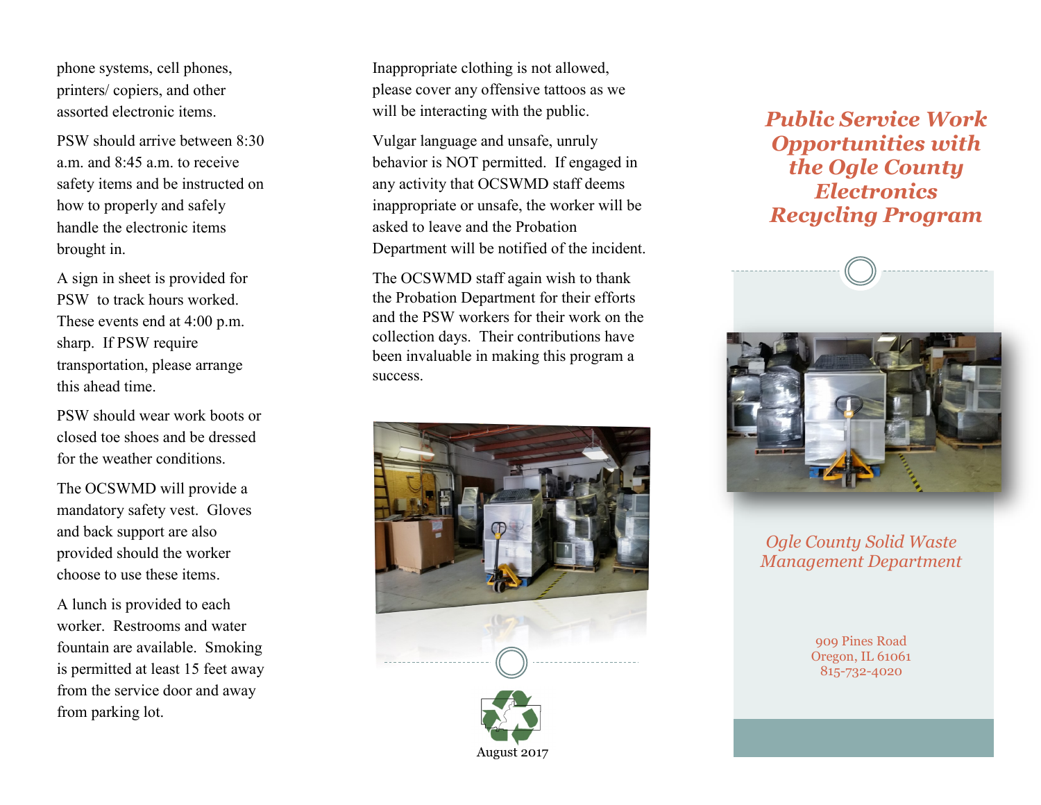phone systems, cell phones, printers/ copiers, and other assorted electronic items.

PSW should arrive between 8:30 a.m. and 8:45 a.m. to receive safety items and be instructed on how to properly and safely handle the electronic items brought in.

A sign in sheet is provided for PSW to track hours worked. These events end at 4:00 p.m. sharp. If PSW require transportation, please arrange this ahead time.

PSW should wear work boots or closed toe shoes and be dressed for the weather conditions.

The OCSWMD will provide a mandatory safety vest. Gloves and back support are also provided should the worker choose to use these items.

A lunch is provided to each worker. Restrooms and water fountain are available. Smoking is permitted at least 15 feet away from the service door and away from parking lot.

Inappropriate clothing is not allowed, please cover any offensive tattoos as we will be interacting with the public.

Vulgar language and unsafe, unruly behavior is NOT permitted. If engaged in any activity that OCSWMD staff deems inappropriate or unsafe, the worker will be asked to leave and the Probation Department will be notified of the incident.

The OCSWMD staff again wish to thank the Probation Department for their efforts and the PSW workers for their work on the collection days. Their contributions have been invaluable in making this program a success.

August 2017

# *Public Service Work Opportunities with the Ogle County Electronics Recycling Program*

*Ogle County Solid Waste Management Department*

909 Pines Road
Oregon, IL 61061
815-732-4020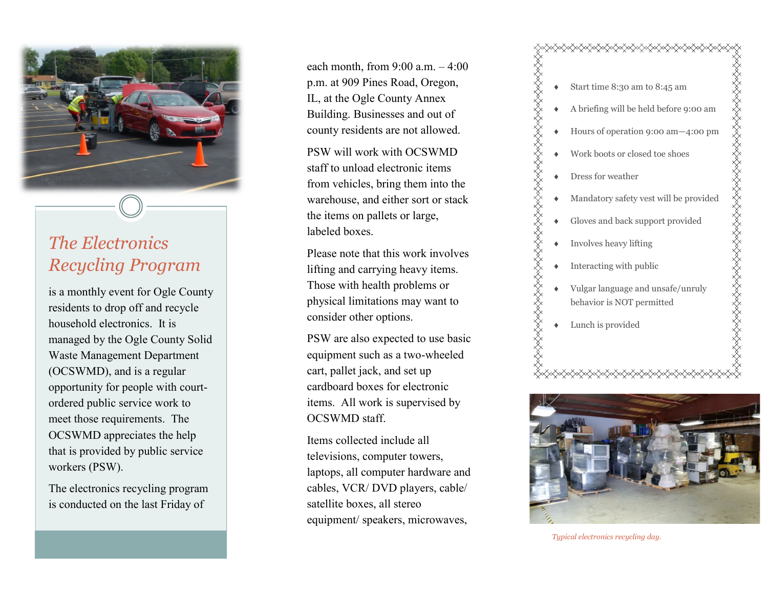## The Electronics Recycling Program

is a monthly event for Ogle County residents to drop off and recycle household electronics. It is managed by the Ogle County Solid Waste Management Department (OCSWMD), and is a regular opportunity for people with court-ordered public service work to meet those requirements. The OCSWMD appreciates the help that is provided by public service workers (PSW).

The electronics recycling program is conducted on the last Friday of each month, from 9:00 a.m. – 4:00 p.m. at 909 Pines Road, Oregon, IL, at the Ogle County Annex Building. Businesses and out of county residents are not allowed.

PSW will work with OCSWMD staff to unload electronic items from vehicles, bring them into the warehouse, and either sort or stack the items on pallets or large, labeled boxes.

Please note that this work involves lifting and carrying heavy items. Those with health problems or physical limitations may want to consider other options.

PSW are also expected to use basic equipment such as a two-wheeled cart, pallet jack, and set up cardboard boxes for electronic items. All work is supervised by OCSWMD staff.

Items collected include all televisions, computer towers, laptops, all computer hardware and cables, VCR/ DVD players, cable/ satellite boxes, all stereo equipment/ speakers, microwaves,

- Start time 8:30 am to 8:45 am
- A briefing will be held before 9:00 am
- Hours of operation 9:00 am—4:00 pm
- Work boots or closed toe shoes
- Dress for weather
- Mandatory safety vest will be provided
- Gloves and back support provided
- Involves heavy lifting
- Interacting with public
- Vulgar language and unsafe/unruly behavior is NOT permitted
- Lunch is provided

*Typical electronics recycling day.*